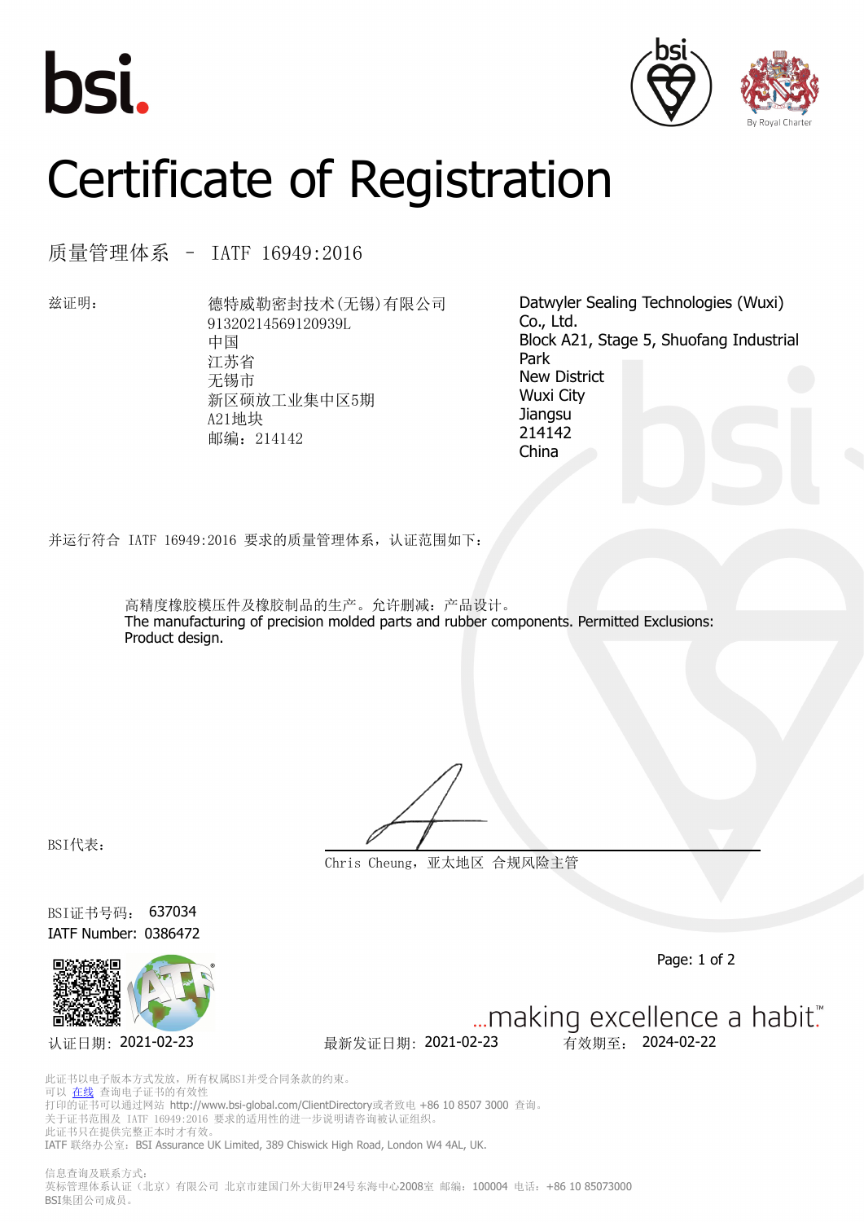bsi.

By Royal Charter

# Certificate of Registration

## 质量管理体系 – IATF 16949:2016

兹证明：

德特威勒密封技术(无锡)有限公司
91320214569120939L
中国
江苏省
无锡市
新区硕放工业集中区5期
A21地块
邮编：214142

Datwyler Sealing Technologies (Wuxi) Co., Ltd.
Block A21, Stage 5, Shuofang Industrial Park
New District
Wuxi City
Jiangsu
214142
China

并运行符合 IATF 16949:2016 要求的质量管理体系，认证范围如下：

高精度橡胶模压件及橡胶制品的生产。允许删减：产品设计。
The manufacturing of precision molded parts and rubber components. Permitted Exclusions: Product design.

BSI代表：

Chris Cheung，亚太地区 合规风险主管

BSI证书号码： 637034
IATF Number: 0386472

...making excellence a habit.™

认证日期：2021-02-23 最新发证日期：2021-02-23 有效期至： 2024-02-22

此证书以电子版本方式发放，所有权属BSI并受合同条款的约束。
可以 在线 查询电子证书的有效性
打印的证书可以通过网站 http://www.bsi-global.com/ClientDirectory或者致电 +86 10 8507 3000 查询。
关于证书范围及 IATF 16949:2016 要求的适用性的进一步说明请咨询被认证组织。
此证书只在提供完整正本时才有效。
IATF 联络办公室：BSI Assurance UK Limited, 389 Chiswick High Road, London W4 4AL, UK.

信息查询及联系方式：
英标管理体系认证（北京）有限公司 北京市建国门外大街甲24号东海中心2008室 邮编：100004 电话：+86 10 85073000
BSI集团公司成员。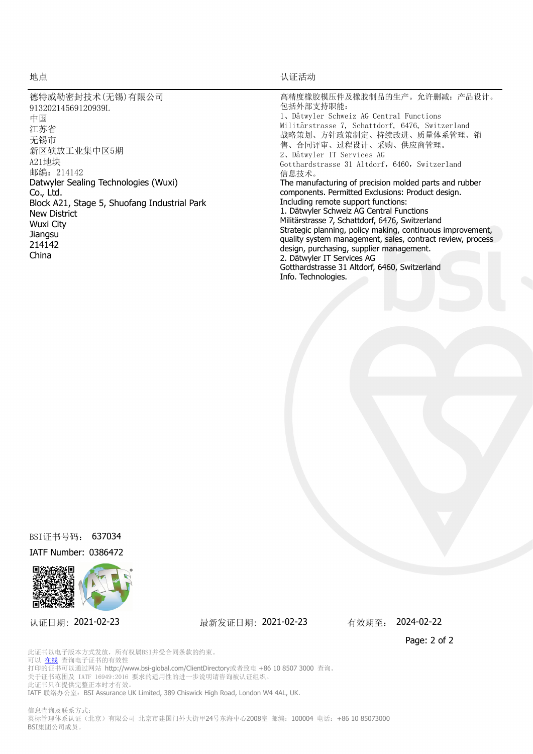| 地点 | 认证活动 |
|---|---|
| 德特威勒密封技术(无锡)有限公司<br>91320214569120939L<br>中国<br>江苏省<br>无锡市<br>新区硕放工业集中区5期<br>A21地块<br>邮编：214142<br>Datwyler Sealing Technologies (Wuxi) Co., Ltd.<br>Block A21, Stage 5, Shuofang Industrial Park<br>New District<br>Wuxi City<br>Jiangsu<br>214142<br>China | 高精度橡胶模压件及橡胶制品的生产。允许删减：产品设计。<br>包括外部支持职能：<br>1、Dätwyler Schweiz AG Central Functions<br>Militärstrasse 7, Schattdorf, 6476, Switzerland<br>战略策划、方针政策制定、持续改进、质量体系管理、销售、合同评审、过程设计、采购、供应商管理。<br>2、Dätwyler IT Services AG<br>Gotthardstrasse 31 Altdorf，6460，Switzerland<br>信息技术。<br>The manufacturing of precision molded parts and rubber components. Permitted Exclusions: Product design.<br>Including remote support functions:<br>1. Dätwyler Schweiz AG Central Functions<br>Militärstrasse 7, Schattdorf, 6476, Switzerland<br>Strategic planning, policy making, continuous improvement, quality system management, sales, contract review, process design, purchasing, supplier management.<br>2. Dätwyler IT Services AG<br>Gotthardstrasse 31 Altdorf, 6460, Switzerland<br>Info. Technologies. |

BSI证书号码： 637034

IATF Number: 0386472

认证日期：2021-02-23　　最新发证日期：2021-02-23　　有效期至： 2024-02-22

此证书以电子版本方式发放，所有权属BSI并受合同条款的约束。
可以 在线 查询电子证书的有效性
打印的证书可以通过网站 http://www.bsi-global.com/ClientDirectory或者致电 +86 10 8507 3000 查询。
关于证书范围及 IATF 16949:2016 要求的适用性的进一步说明请咨询被认证组织。
此证书只在提供完整正本时才有效。
IATF 联络办公室：BSI Assurance UK Limited, 389 Chiswick High Road, London W4 4AL, UK.

信息查询及联系方式：
英标管理体系认证（北京）有限公司 北京市建国门外大街甲24号东海中心2008室 邮编：100004 电话：+86 10 85073000
BSI集团公司成员。